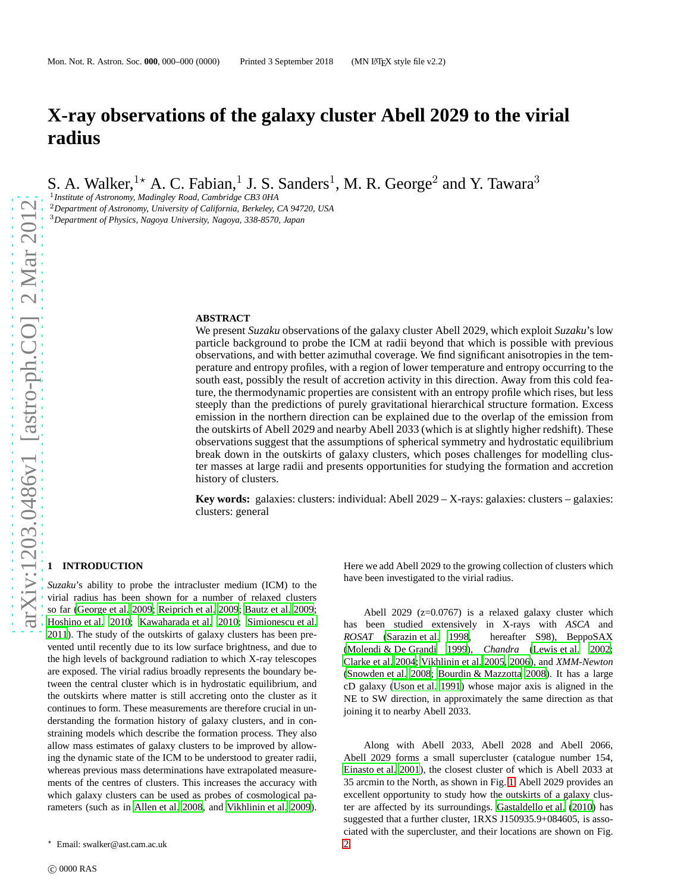# X-ray observations of the galaxy cluster Abell 2029 to the virial radius

S. A. Walker,[1⋆] A. C. Fabian,[1] J. S. Sanders[1], M. R. George[2] and Y. Tawara[3]

[1]*Institute of Astronomy, Madingley Road, Cambridge CB3 0HA*
[2]*Department of Astronomy, University of California, Berkeley, CA 94720, USA*
[3]*Department of Physics, Nagoya University, Nagoya, 338-8570, Japan*

## ABSTRACT

We present *Suzaku* observations of the galaxy cluster Abell 2029, which exploit *Suzaku*'s low particle background to probe the ICM at radii beyond that which is possible with previous observations, and with better azimuthal coverage. We find significant anisotropies in the temperature and entropy profiles, with a region of lower temperature and entropy occurring to the south east, possibly the result of accretion activity in this direction. Away from this cold feature, the thermodynamic properties are consistent with an entropy profile which rises, but less steeply than the predictions of purely gravitational hierarchical structure formation. Excess emission in the northern direction can be explained due to the overlap of the emission from the outskirts of Abell 2029 and nearby Abell 2033 (which is at slightly higher redshift). These observations suggest that the assumptions of spherical symmetry and hydrostatic equilibrium break down in the outskirts of galaxy clusters, which poses challenges for modelling cluster masses at large radii and presents opportunities for studying the formation and accretion history of clusters.

**Key words:** galaxies: clusters: individual: Abell 2029 – X-rays: galaxies: clusters – galaxies: clusters: general

## 1 INTRODUCTION

*Suzaku*'s ability to probe the intracluster medium (ICM) to the virial radius has been shown for a number of relaxed clusters so far (George et al. 2009; Reiprich et al. 2009; Bautz et al. 2009; Hoshino et al. 2010; Kawaharada et al. 2010; Simionescu et al. 2011). The study of the outskirts of galaxy clusters has been prevented until recently due to its low surface brightness, and due to the high levels of background radiation to which X-ray telescopes are exposed. The virial radius broadly represents the boundary between the central cluster which is in hydrostatic equilibrium, and the outskirts where matter is still accreting onto the cluster as it continues to form. These measurements are therefore crucial in understanding the formation history of galaxy clusters, and in constraining models which describe the formation process. They also allow mass estimates of galaxy clusters to be improved by allowing the dynamic state of the ICM to be understood to greater radii, whereas previous mass determinations have extrapolated measurements of the centres of clusters. This increases the accuracy with which galaxy clusters can be used as probes of cosmological parameters (such as in Allen et al. 2008, and Vikhlinin et al. 2009). Here we add Abell 2029 to the growing collection of clusters which have been investigated to the virial radius.

Abell 2029 (z=0.0767) is a relaxed galaxy cluster which has been studied extensively in X-rays with *ASCA* and *ROSAT* (Sarazin et al. 1998, hereafter S98), BeppoSAX (Molendi & De Grandi 1999), *Chandra* (Lewis et al. 2002; Clarke et al. 2004; Vikhlinin et al. 2005, 2006), and *XMM-Newton* (Snowden et al. 2008; Bourdin & Mazzotta 2008). It has a large cD galaxy (Uson et al. 1991) whose major axis is aligned in the NE to SW direction, in approximately the same direction as that joining it to nearby Abell 2033.

Along with Abell 2033, Abell 2028 and Abell 2066, Abell 2029 forms a small supercluster (catalogue number 154, Einasto et al. 2001), the closest cluster of which is Abell 2033 at 35 arcmin to the North, as shown in Fig. 1. Abell 2029 provides an excellent opportunity to study how the outskirts of a galaxy cluster are affected by its surroundings. Gastaldello et al. (2010) has suggested that a further cluster, 1RXS J150935.9+084605, is associated with the supercluster, and their locations are shown on Fig. 2.

⋆ Email: swalker@ast.cam.ac.uk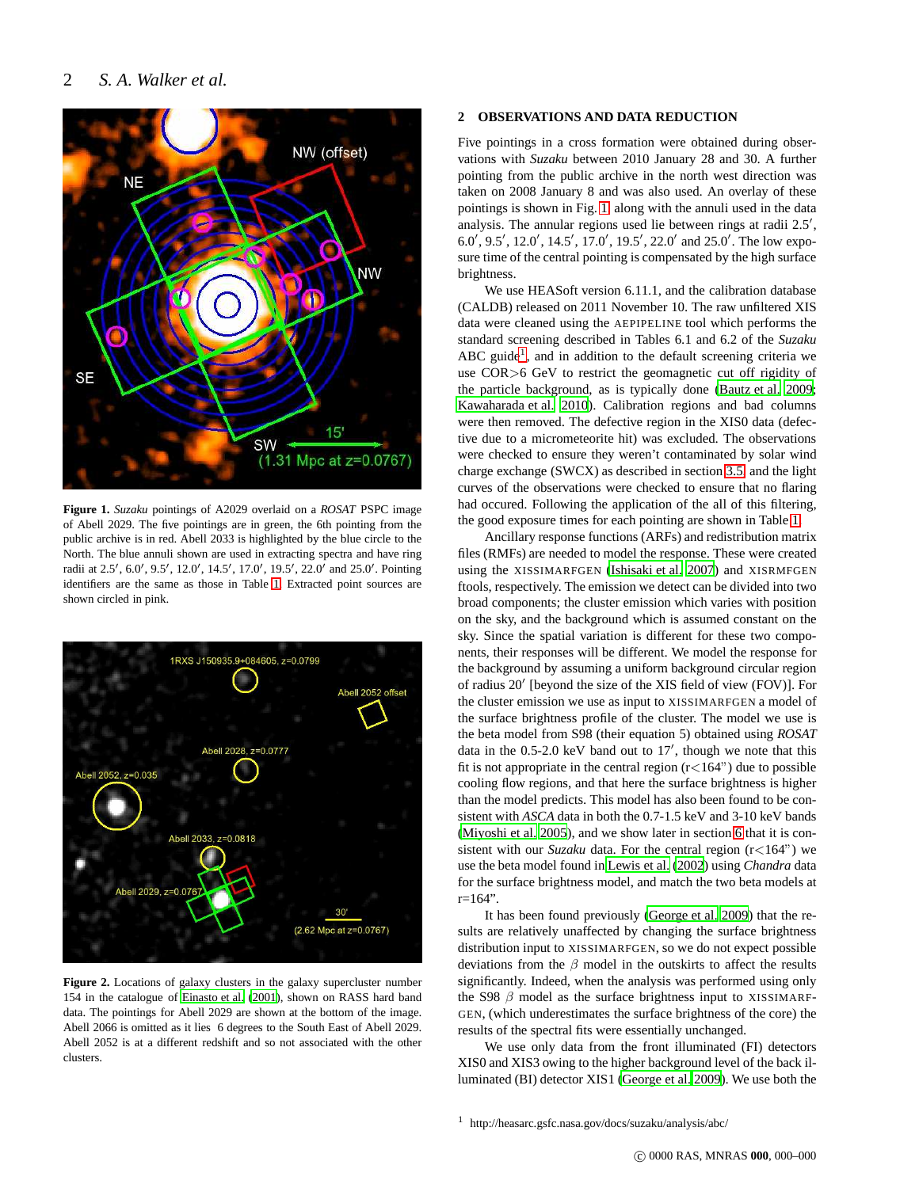**Figure 1.** *Suzaku* pointings of A2029 overlaid on a *ROSAT* PSPC image of Abell 2029. The five pointings are in green, the 6th pointing from the public archive is in red. Abell 2033 is highlighted by the blue circle to the North. The blue annuli shown are used in extracting spectra and have ring radii at 2.5′, 6.0′, 9.5′, 12.0′, 14.5′, 17.0′, 19.5′, 22.0′ and 25.0′. Pointing identifiers are the same as those in Table 1. Extracted point sources are shown circled in pink.

**Figure 2.** Locations of galaxy clusters in the galaxy supercluster number 154 in the catalogue of Einasto et al. (2001), shown on RASS hard band data. The pointings for Abell 2029 are shown at the bottom of the image. Abell 2066 is omitted as it lies 6 degrees to the South East of Abell 2029. Abell 2052 is at a different redshift and so not associated with the other clusters.

## 2 OBSERVATIONS AND DATA REDUCTION

Five pointings in a cross formation were obtained during observations with *Suzaku* between 2010 January 28 and 30. A further pointing from the public archive in the north west direction was taken on 2008 January 8 and was also used. An overlay of these pointings is shown in Fig. 1 along with the annuli used in the data analysis. The annular regions used lie between rings at radii 2.5′, 6.0′, 9.5′, 12.0′, 14.5′, 17.0′, 19.5′, 22.0′ and 25.0′. The low exposure time of the central pointing is compensated by the high surface brightness.

We use HEASoft version 6.11.1, and the calibration database (CALDB) released on 2011 November 10. The raw unfiltered XIS data were cleaned using the AEPIPELINE tool which performs the standard screening described in Tables 6.1 and 6.2 of the *Suzaku* ABC guide[1], and in addition to the default screening criteria we use COR>6 GeV to restrict the geomagnetic cut off rigidity of the particle background, as is typically done (Bautz et al. 2009; Kawaharada et al. 2010). Calibration regions and bad columns were then removed. The defective region in the XIS0 data (defective due to a micrometeorite hit) was excluded. The observations were checked to ensure they weren't contaminated by solar wind charge exchange (SWCX) as described in section 3.5, and the light curves of the observations were checked to ensure that no flaring had occured. Following the application of the all of this filtering, the good exposure times for each pointing are shown in Table 1.

Ancillary response functions (ARFs) and redistribution matrix files (RMFs) are needed to model the response. These were created using the XISSIMARFGEN (Ishisaki et al. 2007) and XISRMFGEN ftools, respectively. The emission we detect can be divided into two broad components; the cluster emission which varies with position on the sky, and the background which is assumed constant on the sky. Since the spatial variation is different for these two components, their responses will be different. We model the response for the background by assuming a uniform background circular region of radius 20′ [beyond the size of the XIS field of view (FOV)]. For the cluster emission we use as input to XISSIMARFGEN a model of the surface brightness profile of the cluster. The model we use is the beta model from S98 (their equation 5) obtained using *ROSAT* data in the 0.5-2.0 keV band out to 17′, though we note that this fit is not appropriate in the central region (r<164") due to possible cooling flow regions, and that here the surface brightness is higher than the model predicts. This model has also been found to be consistent with *ASCA* data in both the 0.7-1.5 keV and 3-10 keV bands (Miyoshi et al. 2005), and we show later in section 6 that it is consistent with our *Suzaku* data. For the central region (r<164") we use the beta model found in Lewis et al. (2002) using *Chandra* data for the surface brightness model, and match the two beta models at r=164".

It has been found previously (George et al. 2009) that the results are relatively unaffected by changing the surface brightness distribution input to XISSIMARFGEN, so we do not expect possible deviations from the $\beta$ model in the outskirts to affect the results significantly. Indeed, when the analysis was performed using only the S98 $\beta$ model as the surface brightness input to XISSIMARFGEN, (which underestimates the surface brightness of the core) the results of the spectral fits were essentially unchanged.

We use only data from the front illuminated (FI) detectors XIS0 and XIS3 owing to the higher background level of the back illuminated (BI) detector XIS1 (George et al. 2009). We use both the

[1] http://heasarc.gsfc.nasa.gov/docs/suzaku/analysis/abc/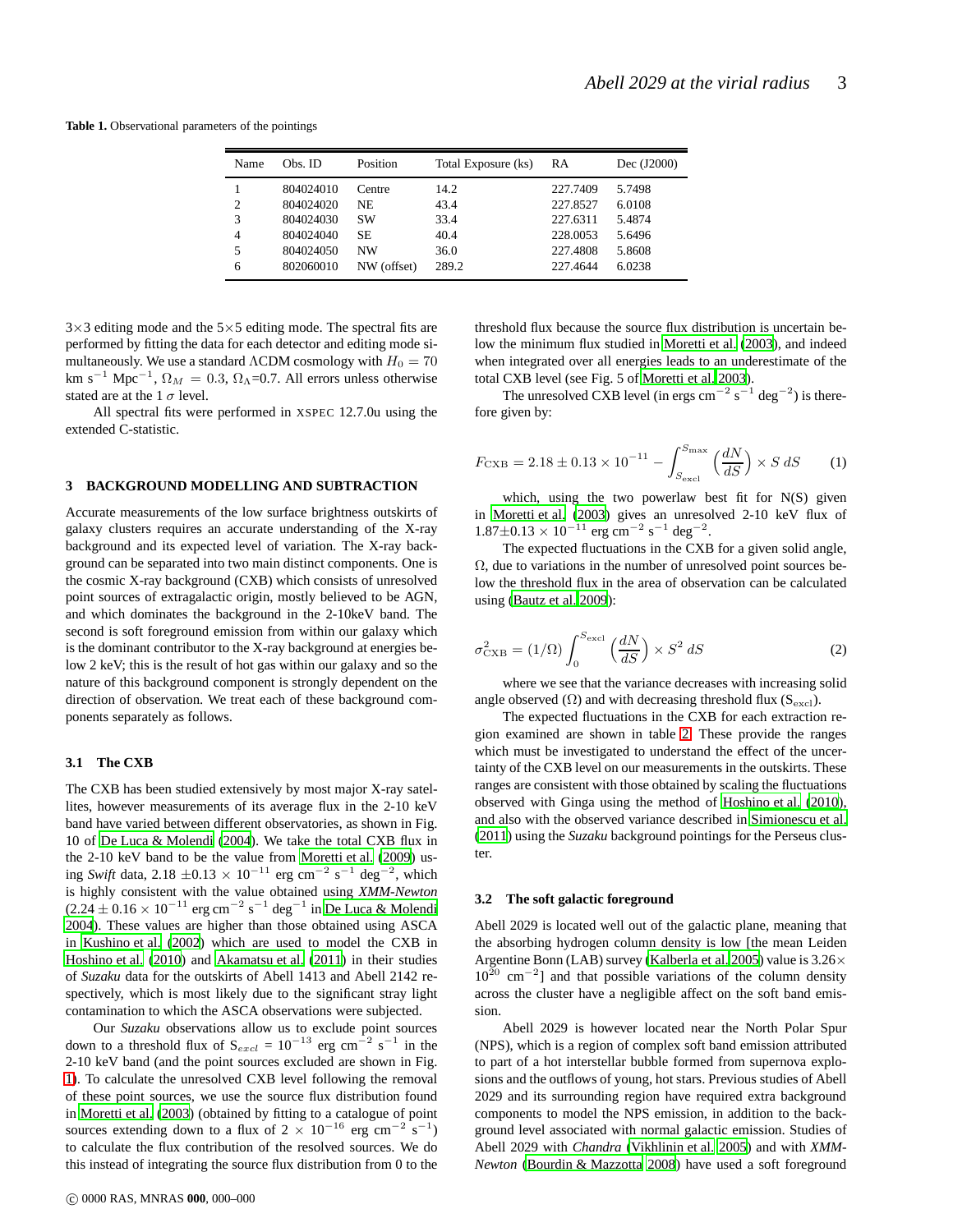**Table 1.** Observational parameters of the pointings

| Name | Obs. ID | Position | Total Exposure (ks) | RA | Dec (J2000) |
|---|---|---|---|---|---|
| 1 | 804024010 | Centre | 14.2 | 227.7409 | 5.7498 |
| 2 | 804024020 | NE | 43.4 | 227.8527 | 6.0108 |
| 3 | 804024030 | SW | 33.4 | 227.6311 | 5.4874 |
| 4 | 804024040 | SE | 40.4 | 228.0053 | 5.6496 |
| 5 | 804024050 | NW | 36.0 | 227.4808 | 5.8608 |
| 6 | 802060010 | NW (offset) | 289.2 | 227.4644 | 6.0238 |

3×3 editing mode and the 5×5 editing mode. The spectral fits are performed by fitting the data for each detector and editing mode simultaneously. We use a standard ΛCDM cosmology with $H_0 = 70$ km s$^{-1}$ Mpc$^{-1}$, $\Omega_M = 0.3$, $\Omega_\Lambda$=0.7. All errors unless otherwise stated are at the 1 $\sigma$ level.

All spectral fits were performed in XSPEC 12.7.0u using the extended C-statistic.

## 3 BACKGROUND MODELLING AND SUBTRACTION

Accurate measurements of the low surface brightness outskirts of galaxy clusters requires an accurate understanding of the X-ray background and its expected level of variation. The X-ray background can be separated into two main distinct components. One is the cosmic X-ray background (CXB) which consists of unresolved point sources of extragalactic origin, mostly believed to be AGN, and which dominates the background in the 2-10keV band. The second is soft foreground emission from within our galaxy which is the dominant contributor to the X-ray background at energies below 2 keV; this is the result of hot gas within our galaxy and so the nature of this background component is strongly dependent on the direction of observation. We treat each of these background components separately as follows.

### 3.1 The CXB

The CXB has been studied extensively by most major X-ray satellites, however measurements of its average flux in the 2-10 keV band have varied between different observatories, as shown in Fig. 10 of De Luca & Molendi (2004). We take the total CXB flux in the 2-10 keV band to be the value from Moretti et al. (2009) using *Swift* data, 2.18 $\pm 0.13 \times 10^{-11}$ erg cm$^{-2}$ s$^{-1}$ deg$^{-2}$, which is highly consistent with the value obtained using *XMM-Newton* ($2.24 \pm 0.16 \times 10^{-11}$ erg cm$^{-2}$ s$^{-1}$ deg$^{-1}$ in De Luca & Molendi 2004). These values are higher than those obtained using ASCA in Kushino et al. (2002) which are used to model the CXB in Hoshino et al. (2010) and Akamatsu et al. (2011) in their studies of *Suzaku* data for the outskirts of Abell 1413 and Abell 2142 respectively, which is most likely due to the significant stray light contamination to which the ASCA observations were subjected.

Our *Suzaku* observations allow us to exclude point sources down to a threshold flux of $S_{excl}$ = $10^{-13}$ erg cm$^{-2}$ s$^{-1}$ in the 2-10 keV band (and the point sources excluded are shown in Fig. 1). To calculate the unresolved CXB level following the removal of these point sources, we use the source flux distribution found in Moretti et al. (2003) (obtained by fitting to a catalogue of point sources extending down to a flux of $2 \times 10^{-16}$ erg cm$^{-2}$ s$^{-1}$) to calculate the flux contribution of the resolved sources. We do this instead of integrating the source flux distribution from 0 to the threshold flux because the source flux distribution is uncertain below the minimum flux studied in Moretti et al. (2003), and indeed when integrated over all energies leads to an underestimate of the total CXB level (see Fig. 5 of Moretti et al. 2003).

The unresolved CXB level (in ergs cm$^{-2}$ s$^{-1}$ deg$^{-2}$) is therefore given by:

$$F_{\rm CXB} = 2.18 \pm 0.13 \times 10^{-11} - \int_{S_{\rm excl}}^{S_{\rm max}} \left(\frac{dN}{dS}\right) \times S \, dS \qquad (1)$$

which, using the two powerlaw best fit for N(S) given in Moretti et al. (2003) gives an unresolved 2-10 keV flux of $1.87 \pm 0.13 \times 10^{-11}$ erg cm$^{-2}$ s$^{-1}$ deg$^{-2}$.

The expected fluctuations in the CXB for a given solid angle, $\Omega$, due to variations in the number of unresolved point sources below the threshold flux in the area of observation can be calculated using (Bautz et al. 2009):

$$\sigma^2_{\rm CXB} = (1/\Omega) \int_0^{S_{\rm excl}} \left(\frac{dN}{dS}\right) \times S^2 \, dS \qquad (2)$$

where we see that the variance decreases with increasing solid angle observed ($\Omega$) and with decreasing threshold flux ($S_{\rm excl}$).

The expected fluctuations in the CXB for each extraction region examined are shown in table 2. These provide the ranges which must be investigated to understand the effect of the uncertainty of the CXB level on our measurements in the outskirts. These ranges are consistent with those obtained by scaling the fluctuations observed with Ginga using the method of Hoshino et al. (2010), and also with the observed variance described in Simionescu et al. (2011) using the *Suzaku* background pointings for the Perseus cluster.

### 3.2 The soft galactic foreground

Abell 2029 is located well out of the galactic plane, meaning that the absorbing hydrogen column density is low [the mean Leiden Argentine Bonn (LAB) survey (Kalberla et al. 2005) value is $3.26\times 10^{20}$ cm$^{-2}$] and that possible variations of the column density across the cluster have a negligible affect on the soft band emission.

Abell 2029 is however located near the North Polar Spur (NPS), which is a region of complex soft band emission attributed to part of a hot interstellar bubble formed from supernova explosions and the outflows of young, hot stars. Previous studies of Abell 2029 and its surrounding region have required extra background components to model the NPS emission, in addition to the background level associated with normal galactic emission. Studies of Abell 2029 with *Chandra* (Vikhlinin et al. 2005) and with *XMM-Newton* (Bourdin & Mazzotta 2008) have used a soft foreground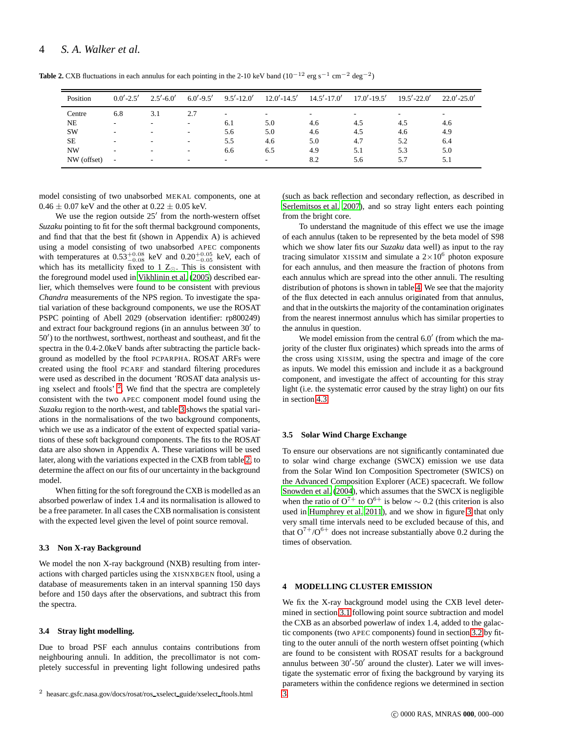**Table 2.** CXB fluctuations in each annulus for each pointing in the 2-10 keV band ($10^{-12}$ erg s$^{-1}$ cm$^{-2}$ deg$^{-2}$)

| Position | 0.0′-2.5′ | 2.5′-6.0′ | 6.0′-9.5′ | 9.5′-12.0′ | 12.0′-14.5′ | 14.5′-17.0′ | 17.0′-19.5′ | 19.5′-22.0′ | 22.0′-25.0′ |
|---|---|---|---|---|---|---|---|---|---|
| Centre | 6.8 | 3.1 | 2.7 | - | - | - | - | - | - |
| NE | - | - | - | 6.1 | 5.0 | 4.6 | 4.5 | 4.5 | 4.6 |
| SW | - | - | - | 5.6 | 5.0 | 4.6 | 4.5 | 4.6 | 4.9 |
| SE | - | - | - | 5.5 | 4.6 | 5.0 | 4.7 | 5.2 | 6.4 |
| NW | - | - | - | 6.6 | 6.5 | 4.9 | 5.1 | 5.3 | 5.0 |
| NW (offset) | - | - | - | - | - | 8.2 | 5.6 | 5.7 | 5.1 |

model consisting of two unabsorbed MEKAL components, one at $0.46 \pm 0.07$ keV and the other at $0.22 \pm 0.05$ keV.

We use the region outside 25′ from the north-western offset *Suzaku* pointing to fit for the soft thermal background components, and find that the best fit (shown in Appendix A) is achieved using a model consisting of two unabsorbed APEC components with temperatures at $0.53^{+0.08}_{-0.08}$ keV and $0.20^{+0.05}_{-0.05}$ keV, each of which has its metallicity fixed to 1 $Z_{\odot}$. This is consistent with the foreground model used in Vikhlinin et al. (2005) described earlier, which themselves were found to be consistent with previous *Chandra* measurements of the NPS region. To investigate the spatial variation of these background components, we use the ROSAT PSPC pointing of Abell 2029 (observation identifier: rp800249) and extract four background regions (in an annulus between 30′ to 50′) to the northwest, sorthwest, northeast and southeast, and fit the spectra in the 0.4-2.0keV bands after subtracting the particle background as modelled by the ftool PCPARPHA. ROSAT ARFs were created using the ftool PCARF and standard filtering procedures were used as described in the document 'ROSAT data analysis using xselect and ftools' [2]. We find that the spectra are completely consistent with the two APEC component model found using the *Suzaku* region to the north-west, and table 3 shows the spatial variations in the normalisations of the two background components, which we use as a indicator of the extent of expected spatial variations of these soft background components. The fits to the ROSAT data are also shown in Appendix A. These variations will be used later, along with the variations expected in the CXB from table 2, to determine the affect on our fits of our uncertainty in the background model.

When fitting for the soft foreground the CXB is modelled as an absorbed powerlaw of index 1.4 and its normalisation is allowed to be a free parameter. In all cases the CXB normalisation is consistent with the expected level given the level of point source removal.

### 3.3 Non X-ray Background

We model the non X-ray background (NXB) resulting from interactions with charged particles using the XISNXBGEN ftool, using a database of measurements taken in an interval spanning 150 days before and 150 days after the observations, and subtract this from the spectra.

### 3.4 Stray light modelling.

Due to broad PSF each annulus contains contributions from neighbouring annuli. In addition, the precollimator is not completely successful in preventing light following undesired paths (such as back reflection and secondary reflection, as described in Serlemitsos et al. 2007), and so stray light enters each pointing from the bright core.

To understand the magnitude of this effect we use the image of each annulus (taken to be represented by the beta model of S98 which we show later fits our *Suzaku* data well) as input to the ray tracing simulator XISSIM and simulate a $2{\times}10^{6}$ photon exposure for each annulus, and then measure the fraction of photons from each annulus which are spread into the other annuli. The resulting distribution of photons is shown in table 4. We see that the majority of the flux detected in each annulus originated from that annulus, and that in the outskirts the majority of the contamination originates from the nearest innermost annulus which has similar properties to the annulus in question.

We model emission from the central 6.0′ (from which the majority of the cluster flux originates) which spreads into the arms of the cross using XISSIM, using the spectra and image of the core as inputs. We model this emission and include it as a background component, and investigate the affect of accounting for this stray light (i.e. the systematic error caused by the stray light) on our fits in section 4.3.

### 3.5 Solar Wind Charge Exchange

To ensure our observations are not significantly contaminated due to solar wind charge exchange (SWCX) emission we use data from the Solar Wind Ion Composition Spectrometer (SWICS) on the Advanced Composition Explorer (ACE) spacecraft. We follow Snowden et al. (2004), which assumes that the SWCX is negligible when the ratio of $O^{7+}$ to $O^{6+}$ is below $\sim 0.2$ (this criterion is also used in Humphrey et al. 2011), and we show in figure 3 that only very small time intervals need to be excluded because of this, and that $O^{7+}/O^{6+}$ does not increase substantially above 0.2 during the times of observation.

## 4 MODELLING CLUSTER EMISSION

We fix the X-ray background model using the CXB level determined in section 3.1 following point source subtraction and model the CXB as an absorbed powerlaw of index 1.4, added to the galactic components (two APEC components) found in section 3.2 by fitting to the outer annuli of the north western offset pointing (which are found to be consistent with ROSAT results for a background annulus between 30′-50′ around the cluster). Later we will investigate the systematic error of fixing the background by varying its parameters within the confidence regions we determined in section 3.

[2] heasarc.gsfc.nasa.gov/docs/rosat/ros_xselect_guide/xselect_ftools.html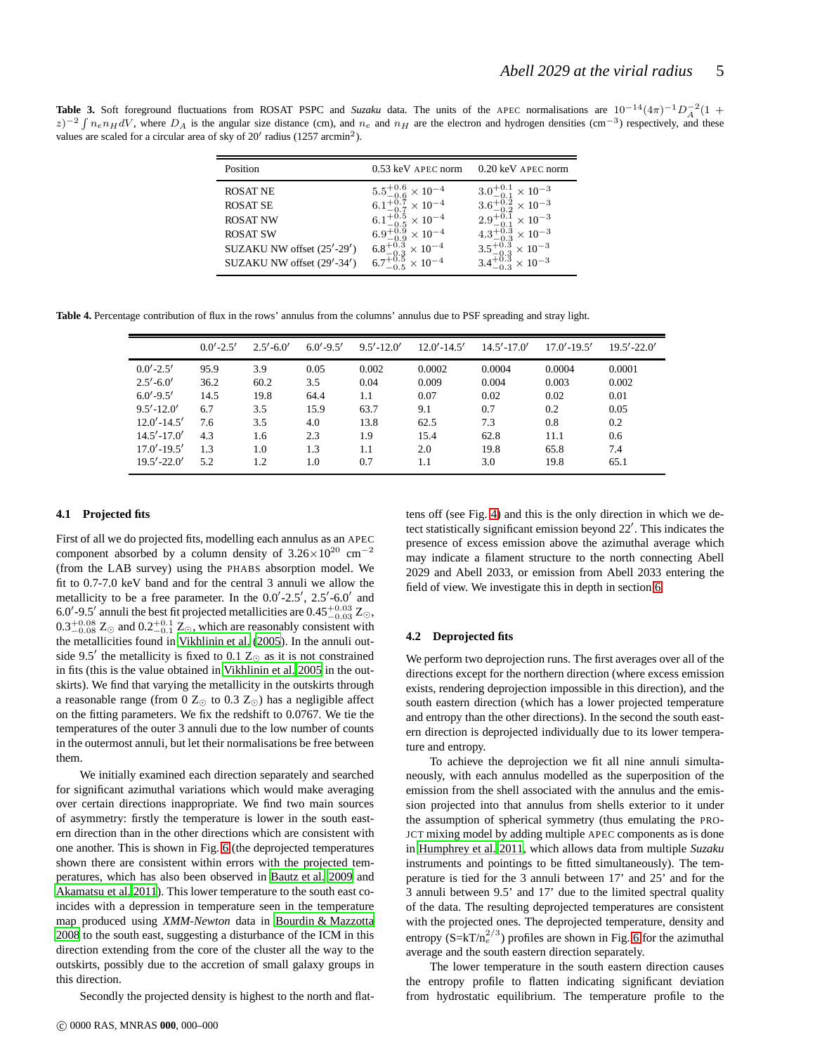**Table 3.** Soft foreground fluctuations from ROSAT PSPC and *Suzaku* data. The units of the APEC normalisations are $10^{-14}(4\pi)^{-1}D_A^{-2}(1+z)^{-2}\int n_e n_H dV$, where $D_A$ is the angular size distance (cm), and $n_e$ and $n_H$ are the electron and hydrogen densities (cm$^{-3}$) respectively, and these values are scaled for a circular area of sky of 20′ radius (1257 arcmin$^2$).

| Position | 0.53 keV APEC norm | 0.20 keV APEC norm |
|---|---|---|
| ROSAT NE | $5.5^{+0.6}_{-0.6} \times 10^{-4}$ | $3.0^{+0.1}_{-0.1} \times 10^{-3}$ |
| ROSAT SE | $6.1^{+0.7}_{-0.7} \times 10^{-4}$ | $3.6^{+0.2}_{-0.2} \times 10^{-3}$ |
| ROSAT NW | $6.1^{+0.5}_{-0.5} \times 10^{-4}$ | $2.9^{+0.1}_{-0.1} \times 10^{-3}$ |
| ROSAT SW | $6.9^{+0.9}_{-0.9} \times 10^{-4}$ | $4.3^{+0.3}_{-0.3} \times 10^{-3}$ |
| SUZAKU NW offset (25′-29′) | $6.8^{+0.3}_{-0.3} \times 10^{-4}$ | $3.5^{+0.3}_{-0.3} \times 10^{-3}$ |
| SUZAKU NW offset (29′-34′) | $6.7^{+0.5}_{-0.5} \times 10^{-4}$ | $3.4^{+0.3}_{-0.3} \times 10^{-3}$ |

**Table 4.** Percentage contribution of flux in the rows' annulus from the columns' annulus due to PSF spreading and stray light.

| | 0.0′-2.5′ | 2.5′-6.0′ | 6.0′-9.5′ | 9.5′-12.0′ | 12.0′-14.5′ | 14.5′-17.0′ | 17.0′-19.5′ | 19.5′-22.0′ |
|---|---|---|---|---|---|---|---|---|
| 0.0′-2.5′ | 95.9 | 3.9 | 0.05 | 0.002 | 0.0002 | 0.0004 | 0.0004 | 0.0001 |
| 2.5′-6.0′ | 36.2 | 60.2 | 3.5 | 0.04 | 0.009 | 0.004 | 0.003 | 0.002 |
| 6.0′-9.5′ | 14.5 | 19.8 | 64.4 | 1.1 | 0.07 | 0.02 | 0.02 | 0.01 |
| 9.5′-12.0′ | 6.7 | 3.5 | 15.9 | 63.7 | 9.1 | 0.7 | 0.2 | 0.05 |
| 12.0′-14.5′ | 7.6 | 3.5 | 4.0 | 13.8 | 62.5 | 7.3 | 0.8 | 0.2 |
| 14.5′-17.0′ | 4.3 | 1.6 | 2.3 | 1.9 | 15.4 | 62.8 | 11.1 | 0.6 |
| 17.0′-19.5′ | 1.3 | 1.0 | 1.3 | 1.1 | 2.0 | 19.8 | 65.8 | 7.4 |
| 19.5′-22.0′ | 5.2 | 1.2 | 1.0 | 0.7 | 1.1 | 3.0 | 19.8 | 65.1 |

### 4.1 Projected fits

First of all we do projected fits, modelling each annulus as an APEC component absorbed by a column density of $3.26\times10^{20}$ cm$^{-2}$ (from the LAB survey) using the PHABS absorption model. We fit to 0.7-7.0 keV band and for the central 3 annuli we allow the metallicity to be a free parameter. In the 0.0′-2.5′, 2.5′-6.0′ and 6.0′-9.5′ annuli the best fit projected metallicities are $0.45^{+0.03}_{-0.03}$ $Z_{\odot}$, $0.3^{+0.08}_{-0.08}$ $Z_{\odot}$ and $0.2^{+0.1}_{-0.1}$ $Z_{\odot}$, which are reasonably consistent with the metallicities found in Vikhlinin et al. (2005). In the annuli outside 9.5′ the metallicity is fixed to 0.1 $Z_{\odot}$ as it is not constrained in fits (this is the value obtained in Vikhlinin et al. 2005 in the outskirts). We find that varying the metallicity in the outskirts through a reasonable range (from 0 $Z_{\odot}$ to 0.3 $Z_{\odot}$) has a negligible affect on the fitting parameters. We fix the redshift to 0.0767. We tie the temperatures of the outer 3 annuli due to the low number of counts in the outermost annuli, but let their normalisations be free between them.

We initially examined each direction separately and searched for significant azimuthal variations which would make averaging over certain directions inappropriate. We find two main sources of asymmetry: firstly the temperature is lower in the south eastern direction than in the other directions which are consistent with one another. This is shown in Fig. 6 (the deprojected temperatures shown there are consistent within errors with the projected temperatures, which has also been observed in Bautz et al. 2009 and Akamatsu et al. 2011). This lower temperature to the south east coincides with a depression in temperature seen in the temperature map produced using *XMM-Newton* data in Bourdin & Mazzotta 2008 to the south east, suggesting a disturbance of the ICM in this direction extending from the core of the cluster all the way to the outskirts, possibly due to the accretion of small galaxy groups in this direction.

Secondly the projected density is highest to the north and flattens off (see Fig. 4) and this is the only direction in which we detect statistically significant emission beyond 22′. This indicates the presence of excess emission above the azimuthal average which may indicate a filament structure to the north connecting Abell 2029 and Abell 2033, or emission from Abell 2033 entering the field of view. We investigate this in depth in section 6.

### 4.2 Deprojected fits

We perform two deprojection runs. The first averages over all of the directions except for the northern direction (where excess emission exists, rendering deprojection impossible in this direction), and the south eastern direction (which has a lower projected temperature and entropy than the other directions). In the second the south eastern direction is deprojected individually due to its lower temperature and entropy.

To achieve the deprojection we fit all nine annuli simultaneously, with each annulus modelled as the superposition of the emission from the shell associated with the annulus and the emission projected into that annulus from shells exterior to it under the assumption of spherical symmetry (thus emulating the PROJCT mixing model by adding multiple APEC components as is done in Humphrey et al. 2011, which allows data from multiple *Suzaku* instruments and pointings to be fitted simultaneously). The temperature is tied for the 3 annuli between 17' and 25' and for the 3 annuli between 9.5' and 17' due to the limited spectral quality of the data. The resulting deprojected temperatures are consistent with the projected ones. The deprojected temperature, density and entropy ($S=kT/n_e^{2/3}$) profiles are shown in Fig. 6 for the azimuthal average and the south eastern direction separately.

The lower temperature in the south eastern direction causes the entropy profile to flatten indicating significant deviation from hydrostatic equilibrium. The temperature profile to the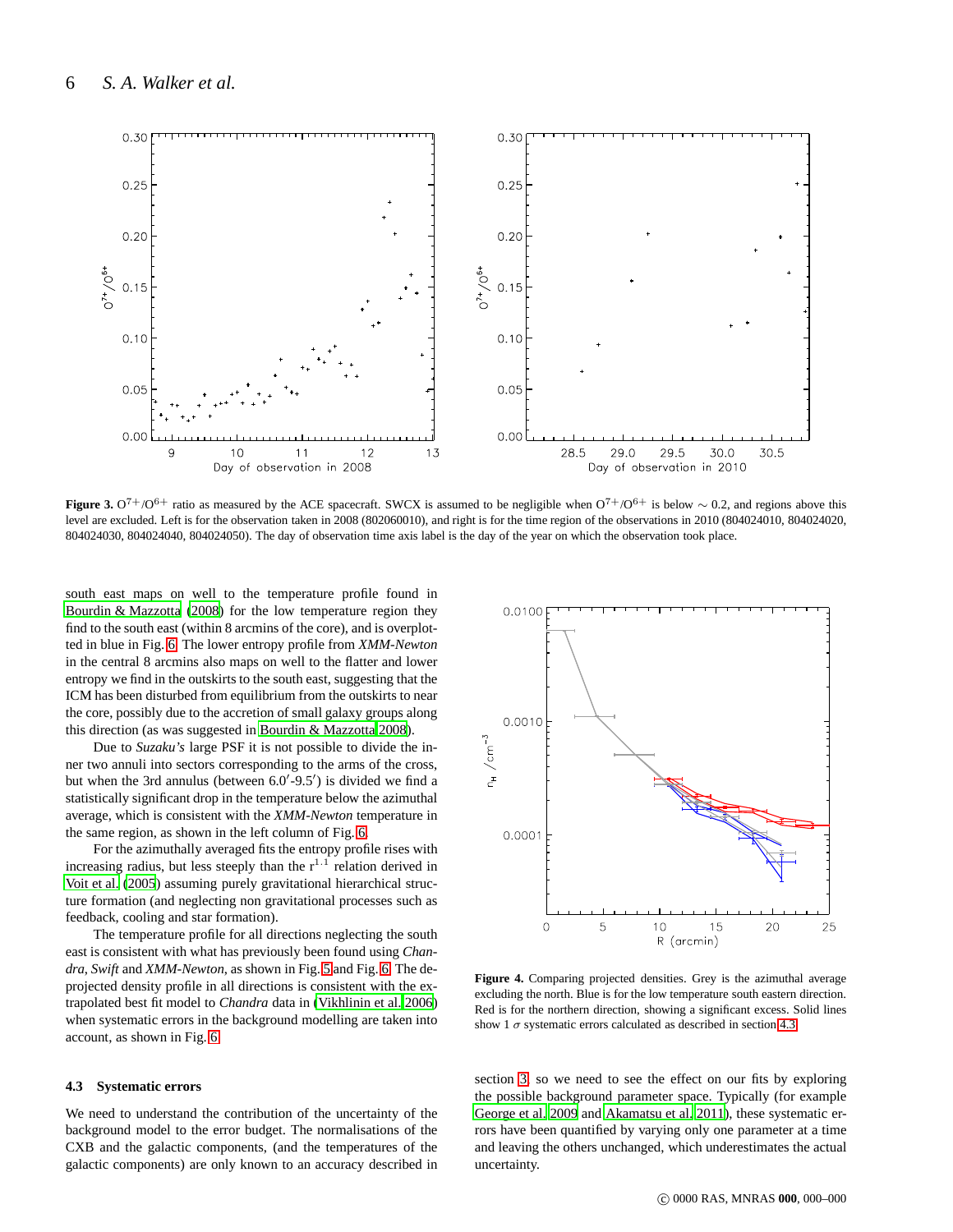**Figure 3.** $O^{7+}/O^{6+}$ ratio as measured by the ACE spacecraft. SWCX is assumed to be negligible when $O^{7+}/O^{6+}$ is below $\sim 0.2$, and regions above this level are excluded. Left is for the observation taken in 2008 (802060010), and right is for the time region of the observations in 2010 (804024010, 804024020, 804024030, 804024040, 804024050). The day of observation time axis label is the day of the year on which the observation took place.

south east maps on well to the temperature profile found in Bourdin & Mazzotta (2008) for the low temperature region they find to the south east (within 8 arcmins of the core), and is overplotted in blue in Fig. 6. The lower entropy profile from *XMM-Newton* in the central 8 arcmins also maps on well to the flatter and lower entropy we find in the outskirts to the south east, suggesting that the ICM has been disturbed from equilibrium from the outskirts to near the core, possibly due to the accretion of small galaxy groups along this direction (as was suggested in Bourdin & Mazzotta 2008).

Due to *Suzaku's* large PSF it is not possible to divide the inner two annuli into sectors corresponding to the arms of the cross, but when the 3rd annulus (between 6.0′-9.5′) is divided we find a statistically significant drop in the temperature below the azimuthal average, which is consistent with the *XMM-Newton* temperature in the same region, as shown in the left column of Fig. 6.

For the azimuthally averaged fits the entropy profile rises with increasing radius, but less steeply than the $r^{1.1}$ relation derived in Voit et al. (2005) assuming purely gravitational hierarchical structure formation (and neglecting non gravitational processes such as feedback, cooling and star formation).

The temperature profile for all directions neglecting the south east is consistent with what has previously been found using *Chandra*, *Swift* and *XMM-Newton*, as shown in Fig. 5 and Fig. 6. The deprojected density profile in all directions is consistent with the extrapolated best fit model to *Chandra* data in (Vikhlinin et al. 2006) when systematic errors in the background modelling are taken into account, as shown in Fig. 6.

**Figure 4.** Comparing projected densities. Grey is the azimuthal average excluding the north. Blue is for the low temperature south eastern direction. Red is for the northern direction, showing a significant excess. Solid lines show 1 $\sigma$ systematic errors calculated as described in section 4.3.

### 4.3 Systematic errors

We need to understand the contribution of the uncertainty of the background model to the error budget. The normalisations of the CXB and the galactic components, (and the temperatures of the galactic components) are only known to an accuracy described in section 3, so we need to see the effect on our fits by exploring the possible background parameter space. Typically (for example George et al. 2009 and Akamatsu et al. 2011), these systematic errors have been quantified by varying only one parameter at a time and leaving the others unchanged, which underestimates the actual uncertainty.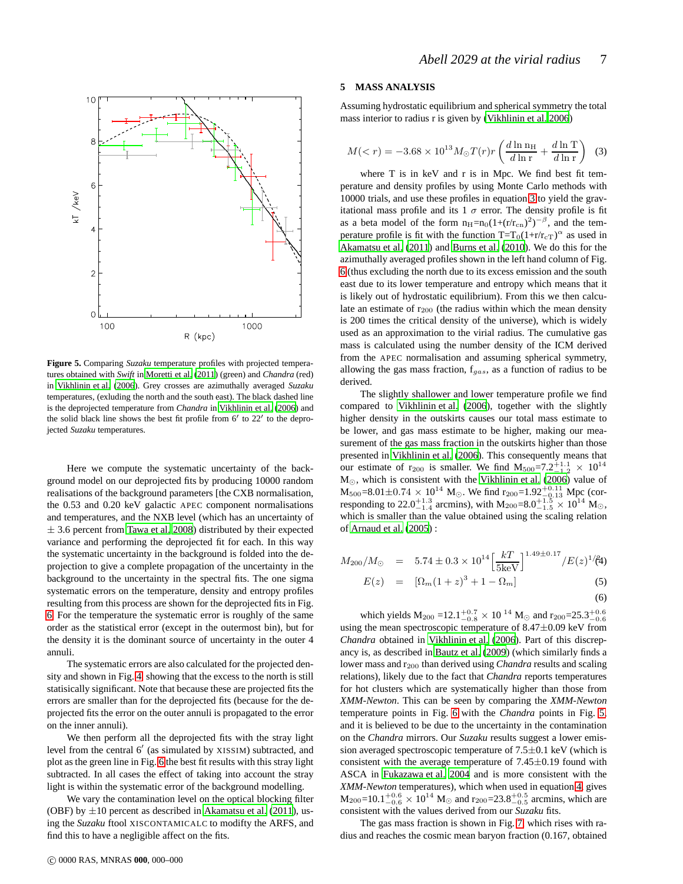**Figure 5.** Comparing *Suzaku* temperature profiles with projected temperatures obtained with *Swift* in Moretti et al. (2011) (green) and *Chandra* (red) in Vikhlinin et al. (2006). Grey crosses are azimuthally averaged *Suzaku* temperatures, (exluding the north and the south east). The black dashed line is the deprojected temperature from *Chandra* in Vikhlinin et al. (2006) and the solid black line shows the best fit profile from 6′ to 22′ to the deprojected *Suzaku* temperatures.

Here we compute the systematic uncertainty of the background model on our deprojected fits by producing 10000 random realisations of the background parameters [the CXB normalisation, the 0.53 and 0.20 keV galactic APEC component normalisations and temperatures, and the NXB level (which has an uncertainty of $\pm$ 3.6 percent from Tawa et al. 2008) distributed by their expected variance and performing the deprojected fit for each. In this way the systematic uncertainty in the background is folded into the deprojection to give a complete propagation of the uncertainty in the background to the uncertainty in the spectral fits. The one sigma systematic errors on the temperature, density and entropy profiles resulting from this process are shown for the deprojected fits in Fig. 6. For the temperature the systematic error is roughly of the same order as the statistical error (except in the outermost bin), but for the density it is the dominant source of uncertainty in the outer 4 annuli.

The systematic errors are also calculated for the projected density and shown in Fig. 4, showing that the excess to the north is still statisically significant. Note that because these are projected fits the errors are smaller than for the deprojected fits (because for the deprojected fits the error on the outer annuli is propagated to the error on the inner annuli).

We then perform all the deprojected fits with the stray light level from the central 6′ (as simulated by XISSIM) subtracted, and plot as the green line in Fig. 6 the best fit results with this stray light subtracted. In all cases the effect of taking into account the stray light is within the systematic error of the background modelling.

We vary the contamination level on the optical blocking filter (OBF) by $\pm$10 percent as described in Akamatsu et al. (2011), using the *Suzaku* ftool XISCONTAMICALC to modifty the ARFS, and find this to have a negligible affect on the fits.

## 5 MASS ANALYSIS

Assuming hydrostatic equilibrium and spherical symmetry the total mass interior to radius r is given by (Vikhlinin et al. 2006)

$$M(<r) = -3.68 \times 10^{13} M_{\odot} T(r) r \left( \frac{d \ln \mathrm{n_H}}{d \ln \mathrm{r}} + \frac{d \ln \mathrm{T}}{d \ln \mathrm{r}} \right) \quad (3)$$

where T is in keV and r is in Mpc. We find best fit temperature and density profiles by using Monte Carlo methods with 10000 trials, and use these profiles in equation 3 to yield the gravitational mass profile and its 1 $\sigma$ error. The density profile is fit as a beta model of the form $n_H = n_0(1+(r/r_{cn})^2)^{-\beta}$, and the temperature profile is fit with the function $T = T_0(1+r/r_{cT})^{\alpha}$ as used in Akamatsu et al. (2011) and Burns et al. (2010). We do this for the azimuthally averaged profiles shown in the left hand column of Fig. 6 (thus excluding the north due to its excess emission and the south east due to its lower temperature and entropy which means that it is likely out of hydrostatic equilibrium). From this we then calculate an estimate of $r_{200}$ (the radius within which the mean density is 200 times the critical density of the universe), which is widely used as an approximation to the virial radius. The cumulative gas mass is calculated using the number density of the ICM derived from the APEC normalisation and assuming spherical symmetry, allowing the gas mass fraction, $f_{gas}$, as a function of radius to be derived.

The slightly shallower and lower temperature profile we find compared to Vikhlinin et al. (2006), together with the slightly higher density in the outskirts causes our total mass estimate to be lower, and gas mass estimate to be higher, making our measurement of the gas mass fraction in the outskirts higher than those presented in Vikhlinin et al. (2006). This consequently means that our estimate of $r_{200}$ is smaller. We find $M_{500}=7.2^{+1.1}_{-1.2} \times 10^{14}$ $M_{\odot}$, which is consistent with the Vikhlinin et al. (2006) value of $M_{500}=8.01\pm0.74 \times 10^{14}$ $M_{\odot}$. We find $r_{200}=1.92^{+0.11}_{-0.13}$ Mpc (corresponding to $22.0^{+1.3}_{-1.4}$ arcmins), with $M_{200}=8.0^{+1.5}_{-1.5} \times 10^{14}$ $M_{\odot}$, which is smaller than the value obtained using the scaling relation of Arnaud et al. (2005) :

$$M_{200}/M_{\odot} = 5.74 \pm 0.3 \times 10^{14} \left[ \frac{kT}{5\mathrm{keV}} \right]^{1.49\pm0.17} / E(z)^{1/2} \quad (4)$$

$$E(z) = [\Omega_m (1+z)^3 + 1 - \Omega_m] \quad (5)$$

$$(6)$$

which yields $M_{200} = 12.1^{+0.7}_{-0.8} \times 10^{14}$ $M_{\odot}$ and $r_{200}=25.3^{+0.6}_{-0.6}$ using the mean spectroscopic temperature of 8.47$\pm$0.09 keV from *Chandra* obtained in Vikhlinin et al. (2006). Part of this discrepancy is, as described in Bautz et al. (2009) (which similarly finds a lower mass and $r_{200}$ than derived using *Chandra* results and scaling relations), likely due to the fact that *Chandra* reports temperatures for hot clusters which are systematically higher than those from *XMM-Newton*. This can be seen by comparing the *XMM-Newton* temperature points in Fig. 6 with the *Chandra* points in Fig. 5, and it is believed to be due to the uncertainty in the contamination on the *Chandra* mirrors. Our *Suzaku* results suggest a lower emission averaged spectroscopic temperature of 7.5$\pm$0.1 keV (which is consistent with the average temperature of 7.45$\pm$0.19 found with ASCA in Fukazawa et al. 2004 and is more consistent with the *XMM-Newton* temperatures), which when used in equation 4 gives $M_{200}=10.1^{+0.6}_{-0.6} \times 10^{14}$ $M_{\odot}$ and $r_{200}=23.8^{+0.5}_{-0.5}$ arcmins, which are consistent with the values derived from our *Suzaku* fits.

The gas mass fraction is shown in Fig. 7 which rises with radius and reaches the cosmic mean baryon fraction (0.167, obtained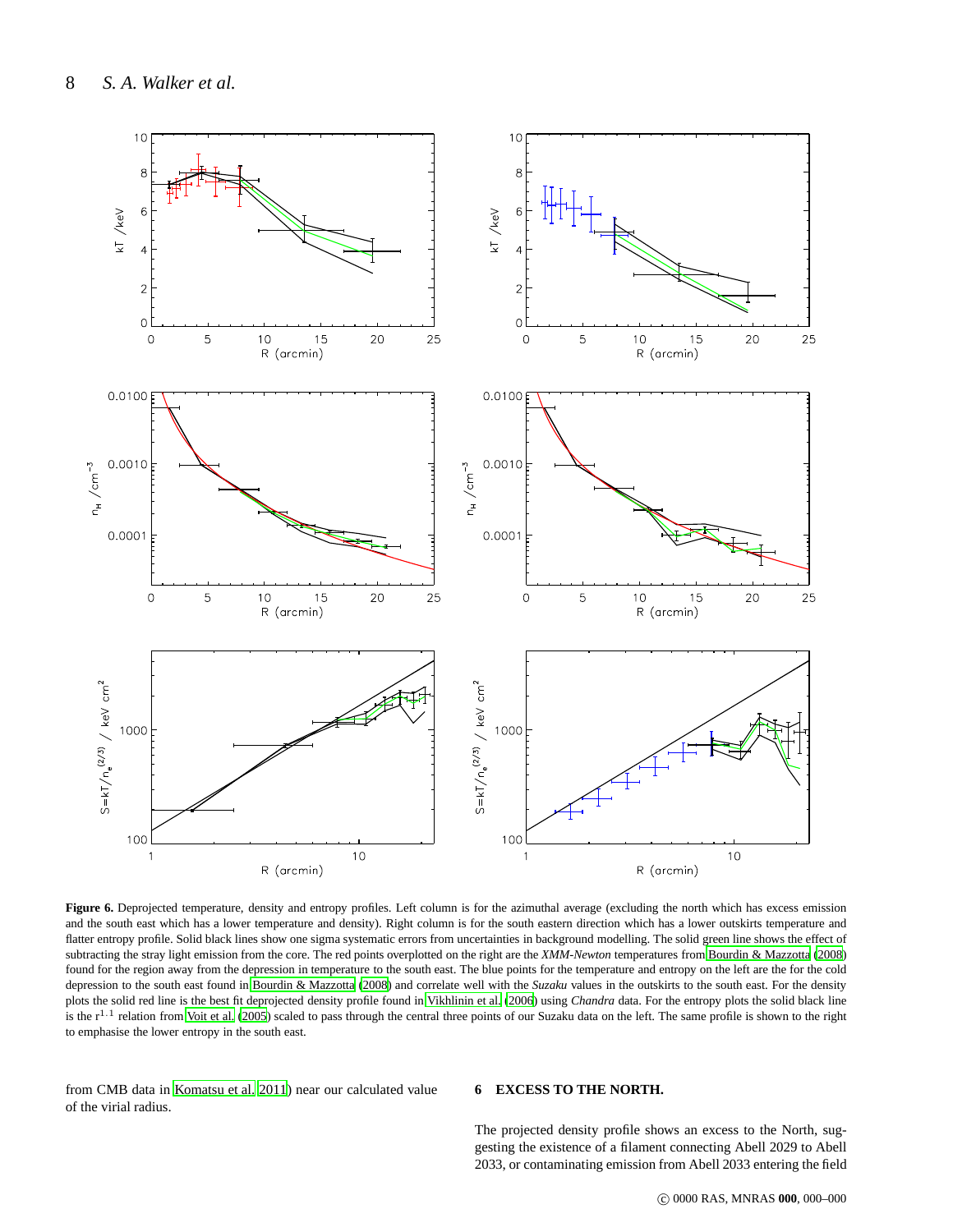**Figure 6.** Deprojected temperature, density and entropy profiles. Left column is for the azimuthal average (excluding the north which has excess emission and the south east which has a lower temperature and density). Right column is for the south eastern direction which has a lower outskirts temperature and flatter entropy profile. Solid black lines show one sigma systematic errors from uncertainties in background modelling. The solid green line shows the effect of subtracting the stray light emission from the core. The red points overplotted on the right are the *XMM-Newton* temperatures from Bourdin & Mazzotta (2008) found for the region away from the depression in temperature to the south east. The blue points for the temperature and entropy on the left are the for the cold depression to the south east found in Bourdin & Mazzotta (2008) and correlate well with the *Suzaku* values in the outskirts to the south east. For the density plots the solid red line is the best fit deprojected density profile found in Vikhlinin et al. (2006) using *Chandra* data. For the entropy plots the solid black line is the $r^{1.1}$ relation from Voit et al. (2005) scaled to pass through the central three points of our Suzaku data on the left. The same profile is shown to the right to emphasise the lower entropy in the south east.

from CMB data in Komatsu et al. 2011) near our calculated value of the virial radius.

## 6 EXCESS TO THE NORTH.

The projected density profile shows an excess to the North, suggesting the existence of a filament connecting Abell 2029 to Abell 2033, or contaminating emission from Abell 2033 entering the field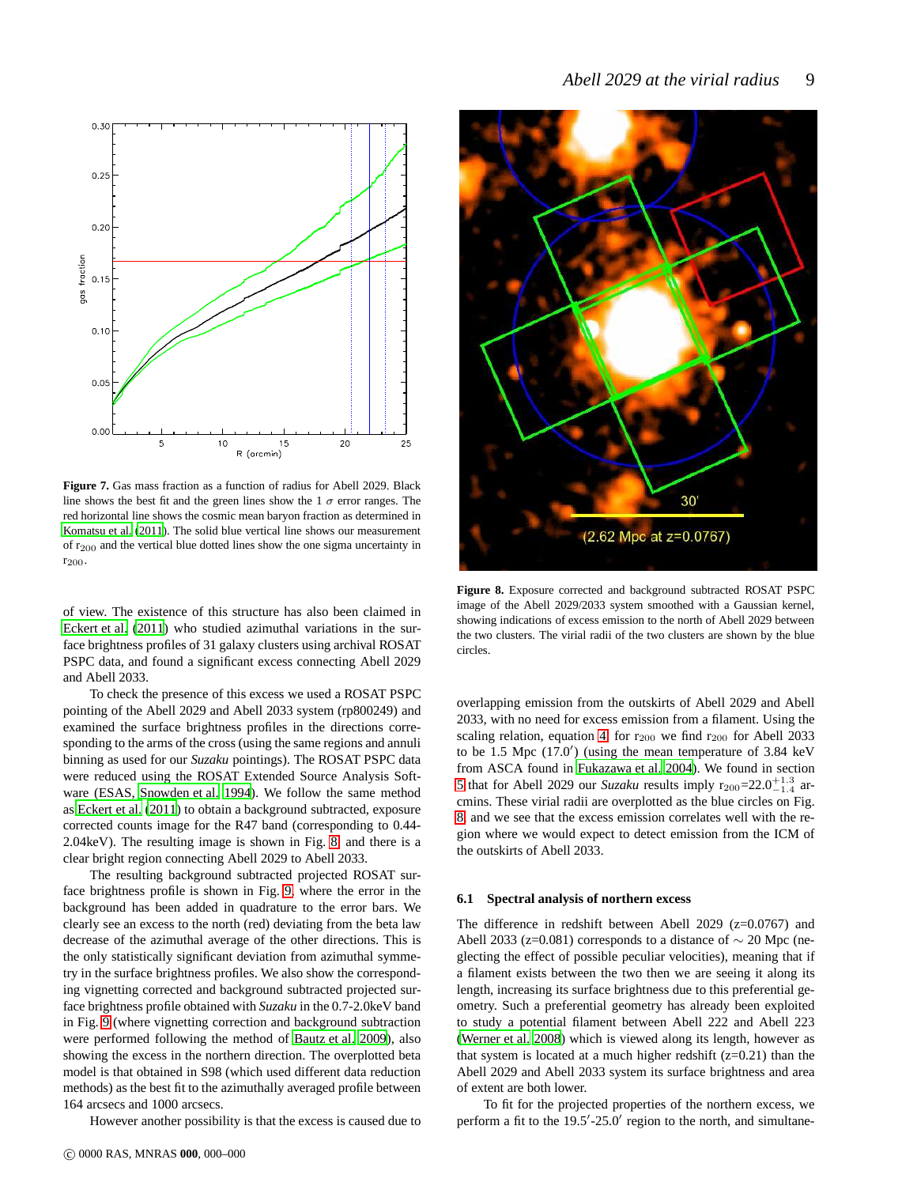**Figure 7.** Gas mass fraction as a function of radius for Abell 2029. Black line shows the best fit and the green lines show the 1 $\sigma$ error ranges. The red horizontal line shows the cosmic mean baryon fraction as determined in Komatsu et al. (2011). The solid blue vertical line shows our measurement of $r_{200}$ and the vertical blue dotted lines show the one sigma uncertainty in $r_{200}$.

of view. The existence of this structure has also been claimed in Eckert et al. (2011) who studied azimuthal variations in the surface brightness profiles of 31 galaxy clusters using archival ROSAT PSPC data, and found a significant excess connecting Abell 2029 and Abell 2033.

To check the presence of this excess we used a ROSAT PSPC pointing of the Abell 2029 and Abell 2033 system (rp800249) and examined the surface brightness profiles in the directions corresponding to the arms of the cross (using the same regions and annuli binning as used for our *Suzaku* pointings). The ROSAT PSPC data were reduced using the ROSAT Extended Source Analysis Software (ESAS, Snowden et al. 1994). We follow the same method as Eckert et al. (2011) to obtain a background subtracted, exposure corrected counts image for the R47 band (corresponding to 0.44-2.04keV). The resulting image is shown in Fig. 8 and there is a clear bright region connecting Abell 2029 to Abell 2033.

The resulting background subtracted projected ROSAT surface brightness profile is shown in Fig. 9, where the error in the background has been added in quadrature to the error bars. We clearly see an excess to the north (red) deviating from the beta law decrease of the azimuthal average of the other directions. This is the only statistically significant deviation from azimuthal symmetry in the surface brightness profiles. We also show the corresponding vignetting corrected and background subtracted projected surface brightness profile obtained with *Suzaku* in the 0.7-2.0keV band in Fig. 9 (where vignetting correction and background subtraction were performed following the method of Bautz et al. 2009), also showing the excess in the northern direction. The overplotted beta model is that obtained in S98 (which used different data reduction methods) as the best fit to the azimuthally averaged profile between 164 arcsecs and 1000 arcsecs.

However another possibility is that the excess is caused due to overlapping emission from the outskirts of Abell 2029 and Abell 2033, with no need for excess emission from a filament. Using the scaling relation, equation 4 for $r_{200}$ we find $r_{200}$ for Abell 2033 to be 1.5 Mpc (17.0$'$) (using the mean temperature of 3.84 keV from ASCA found in Fukazawa et al. 2004). We found in section 5 that for Abell 2029 our *Suzaku* results imply $r_{200}$=$22.0^{+1.3}_{-1.4}$ arcmins. These virial radii are overplotted as the blue circles on Fig. 8 and we see that the excess emission correlates well with the region where we would expect to detect emission from the ICM of the outskirts of Abell 2033.

**Figure 8.** Exposure corrected and background subtracted ROSAT PSPC image of the Abell 2029/2033 system smoothed with a Gaussian kernel, showing indications of excess emission to the north of Abell 2029 between the two clusters. The virial radii of the two clusters are shown by the blue circles.

### 6.1 Spectral analysis of northern excess

The difference in redshift between Abell 2029 (z=0.0767) and Abell 2033 (z=0.081) corresponds to a distance of $\sim$ 20 Mpc (neglecting the effect of possible peculiar velocities), meaning that if a filament exists between the two then we are seeing it along its length, increasing its surface brightness due to this preferential geometry. Such a preferential geometry has already been exploited to study a potential filament between Abell 222 and Abell 223 (Werner et al. 2008) which is viewed along its length, however as that system is located at a much higher redshift (z=0.21) than the Abell 2029 and Abell 2033 system its surface brightness and area of extent are both lower.

To fit for the projected properties of the northern excess, we perform a fit to the 19.5$'$-25.0$'$ region to the north, and simultane-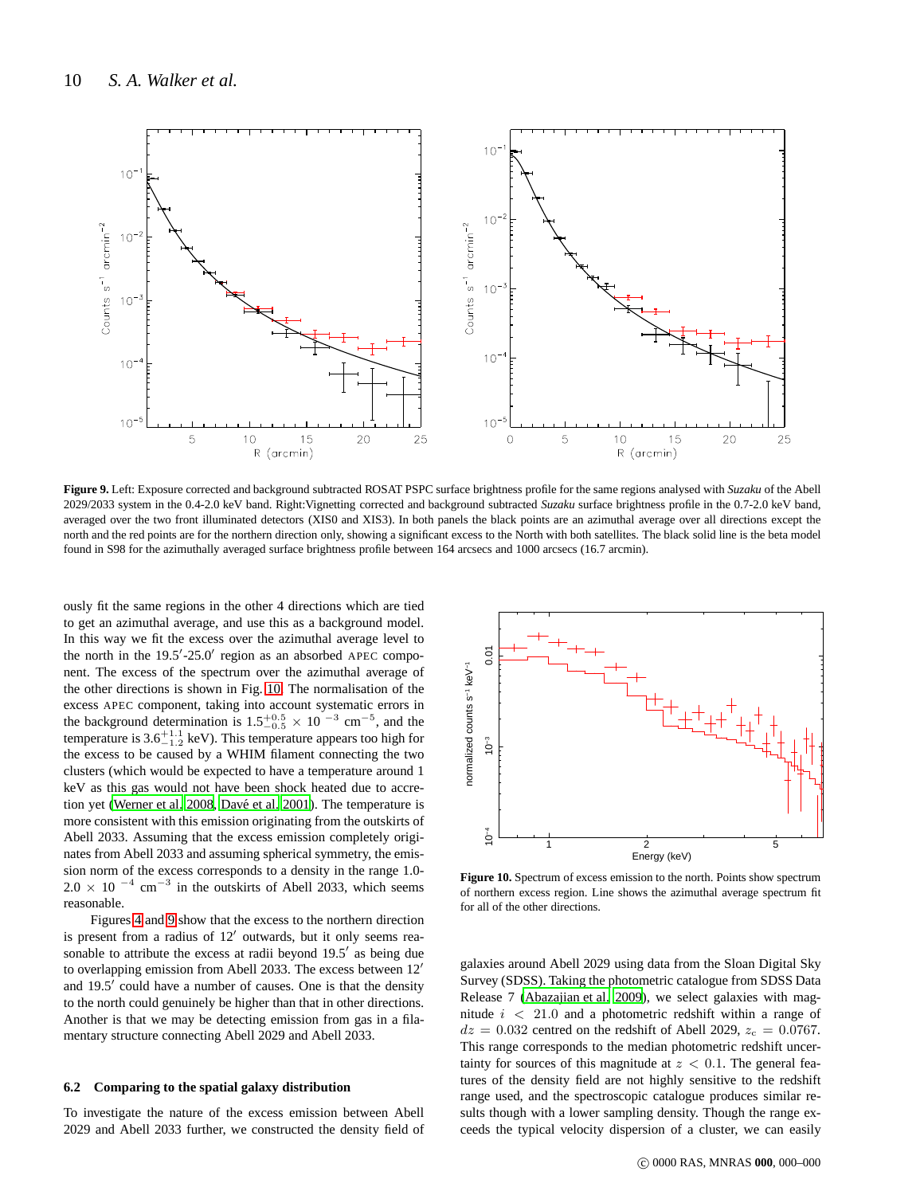**Figure 9.** Left: Exposure corrected and background subtracted ROSAT PSPC surface brightness profile for the same regions analysed with *Suzaku* of the Abell 2029/2033 system in the 0.4-2.0 keV band. Right:Vignetting corrected and background subtracted *Suzaku* surface brightness profile in the 0.7-2.0 keV band, averaged over the two front illuminated detectors (XIS0 and XIS3). In both panels the black points are an azimuthal average over all directions except the north and the red points are for the northern direction only, showing a significant excess to the North with both satellites. The black solid line is the beta model found in S98 for the azimuthally averaged surface brightness profile between 164 arcsecs and 1000 arcsecs (16.7 arcmin).

ously fit the same regions in the other 4 directions which are tied to get an azimuthal average, and use this as a background model. In this way we fit the excess over the azimuthal average level to the north in the 19.5′-25.0′ region as an absorbed APEC component. The excess over the azimuthal average of the other directions is shown in Fig. 10. The normalisation of the excess APEC component, taking into account systematic errors in the background determination is $1.5^{+0.5}_{-0.5} \times 10^{-3}$ cm$^{-5}$, and the temperature is $3.6^{+1.1}_{-1.2}$ keV). This temperature appears too high for the excess to be caused by a WHIM filament connecting the two clusters (which would be expected to have a temperature around 1 keV as this gas would not have been shock heated due to accretion yet (Werner et al. 2008, Davé et al. 2001). The temperature is more consistent with this emission originating from the outskirts of Abell 2033. Assuming that the excess emission completely originates from Abell 2033 and assuming spherical symmetry, the emission norm of the excess corresponds to a density in the range 1.0-2.0 $\times$ 10$^{-4}$ cm$^{-3}$ in the outskirts of Abell 2033, which seems reasonable.

Figures 4 and 9 show that the excess to the northern direction is present from a radius of 12′ outwards, but it only seems reasonable to attribute the excess at radii beyond 19.5′ as being due to overlapping emission from Abell 2033. The excess between 12′ and 19.5′ could have a number of causes. One is that the density to the north could genuinely be higher than that in other directions. Another is that we may be detecting emission from gas in a filamentary structure connecting Abell 2029 and Abell 2033.

### 6.2 Comparing to the spatial galaxy distribution

To investigate the nature of the excess emission between Abell 2029 and Abell 2033 further, we constructed the density field of galaxies around Abell 2029 using data from the Sloan Digital Sky Survey (SDSS). Taking the photometric catalogue from SDSS Data Release 7 (Abazajian et al. 2009), we select galaxies with magnitude $i$ < 21.0 and a photometric redshift within a range of $dz = 0.032$ centred on the redshift of Abell 2029, $z_c = 0.0767$. This range corresponds to the median photometric redshift uncertainty for sources of this magnitude at $z < 0.1$. The general features of the density field are not highly sensitive to the redshift range used, and the spectroscopic catalogue produces similar results though with a lower sampling density. Though the range exceeds the typical velocity dispersion of a cluster, we can easily

**Figure 10.** Spectrum of excess emission to the north. Points show spectrum of northern excess region. Line shows the azimuthal average spectrum fit for all of the other directions.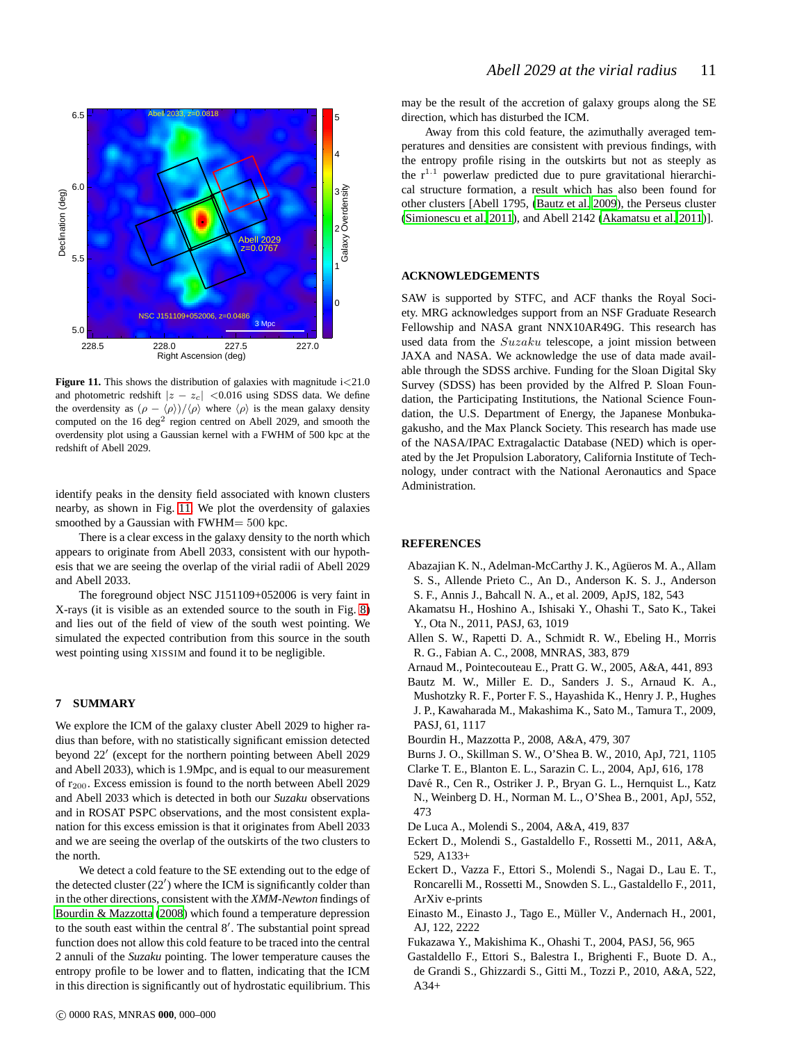**Figure 11.** This shows the distribution of galaxies with magnitude i<21.0 and photometric redshift $|z - z_c|$ <0.016 using SDSS data. We define the overdensity as $(\rho - \langle\rho\rangle)/\langle\rho\rangle$ where $\langle\rho\rangle$ is the mean galaxy density computed on the 16 deg$^2$ region centred on Abell 2029, and smooth the overdensity plot using a Gaussian kernel with a FWHM of 500 kpc at the redshift of Abell 2029.

identify peaks in the density field associated with known clusters nearby, as shown in Fig. 11. We plot the overdensity of galaxies smoothed by a Gaussian with FWHM= 500 kpc.

There is a clear excess in the galaxy density to the north which appears to originate from Abell 2033, consistent with our hypothesis that we are seeing the overlap of the virial radii of Abell 2029 and Abell 2033.

The foreground object NSC J151109+052006 is very faint in X-rays (it is visible as an extended source to the south in Fig. 8) and lies out of the field of view of the south west pointing. We simulated the expected contribution from this source in the south west pointing using XISSIM and found it to be negligible.

## 7 SUMMARY

We explore the ICM of the galaxy cluster Abell 2029 to higher radius than before, with no statistically significant emission detected beyond 22′ (except for the northern pointing between Abell 2029 and Abell 2033), which is 1.9Mpc, and is equal to our measurement of $r_{200}$. Excess emission is found to the north between Abell 2029 and Abell 2033 which is detected in both our *Suzaku* observations and in ROSAT PSPC observations, and the most consistent explanation for this excess emission is that it originates from Abell 2033 and we are seeing the overlap of the outskirts of the two clusters to the north.

We detect a cold feature to the SE extending out to the edge of the detected cluster (22′) where the ICM is significantly colder than in the other directions, consistent with the *XMM-Newton* findings of Bourdin & Mazzotta (2008) which found a temperature depression to the south east within the central 8′. The substantial point spread function does not allow this cold feature to be traced into the central 2 annuli of the *Suzaku* pointing. The lower temperature causes the entropy profile to be lower and to flatten, indicating that the ICM in this direction is significantly out of hydrostatic equilibrium. This may be the result of the accretion of galaxy groups along the SE direction, which has disturbed the ICM.

Away from this cold feature, the azimuthally averaged temperatures and densities are consistent with previous findings, with the entropy profile rising in the outskirts but not as steeply as the $r^{1.1}$ powerlaw predicted due to pure gravitational hierarchical structure formation, a result which has also been found for other clusters [Abell 1795, (Bautz et al. 2009), the Perseus cluster (Simionescu et al. 2011), and Abell 2142 (Akamatsu et al. 2011)].

## ACKNOWLEDGEMENTS

SAW is supported by STFC, and ACF thanks the Royal Society. MRG acknowledges support from an NSF Graduate Research Fellowship and NASA grant NNX10AR49G. This research has used data from the *Suzaku* telescope, a joint mission between JAXA and NASA. We acknowledge the use of data made available through the SDSS archive. Funding for the Sloan Digital Sky Survey (SDSS) has been provided by the Alfred P. Sloan Foundation, the Participating Institutions, the National Science Foundation, the U.S. Department of Energy, the Japanese Monbukagakusho, and the Max Planck Society. This research has made use of the NASA/IPAC Extragalactic Database (NED) which is operated by the Jet Propulsion Laboratory, California Institute of Technology, under contract with the National Aeronautics and Space Administration.

## REFERENCES

Abazajian K. N., Adelman-McCarthy J. K., Agüeros M. A., Allam S. S., Allende Prieto C., An D., Anderson K. S. J., Anderson S. F., Annis J., Bahcall N. A., et al. 2009, ApJS, 182, 543

Akamatsu H., Hoshino A., Ishisaki Y., Ohashi T., Sato K., Takei Y., Ota N., 2011, PASJ, 63, 1019

Allen S. W., Rapetti D. A., Schmidt R. W., Ebeling H., Morris R. G., Fabian A. C., 2008, MNRAS, 383, 879

Arnaud M., Pointecouteau E., Pratt G. W., 2005, A&A, 441, 893

Bautz M. W., Miller E. D., Sanders J. S., Arnaud K. A., Mushotzky R. F., Porter F. S., Hayashida K., Henry J. P., Hughes J. P., Kawaharada M., Makashima K., Sato M., Tamura T., 2009, PASJ, 61, 1117

Bourdin H., Mazzotta P., 2008, A&A, 479, 307

Burns J. O., Skillman S. W., O'Shea B. W., 2010, ApJ, 721, 1105

Clarke T. E., Blanton E. L., Sarazin C. L., 2004, ApJ, 616, 178

Davé R., Cen R., Ostriker J. P., Bryan G. L., Hernquist L., Katz N., Weinberg D. H., Norman M. L., O'Shea B., 2001, ApJ, 552, 473

De Luca A., Molendi S., 2004, A&A, 419, 837

Eckert D., Molendi S., Gastaldello F., Rossetti M., 2011, A&A, 529, A133+

Eckert D., Vazza F., Ettori S., Molendi S., Nagai D., Lau E. T., Roncarelli M., Rossetti M., Snowden S. L., Gastaldello F., 2011, ArXiv e-prints

Einasto M., Einasto J., Tago E., Müller V., Andernach H., 2001, AJ, 122, 2222

Fukazawa Y., Makishima K., Ohashi T., 2004, PASJ, 56, 965

Gastaldello F., Ettori S., Balestra I., Brighenti F., Buote D. A., de Grandi S., Ghizzardi S., Gitti M., Tozzi P., 2010, A&A, 522, A34+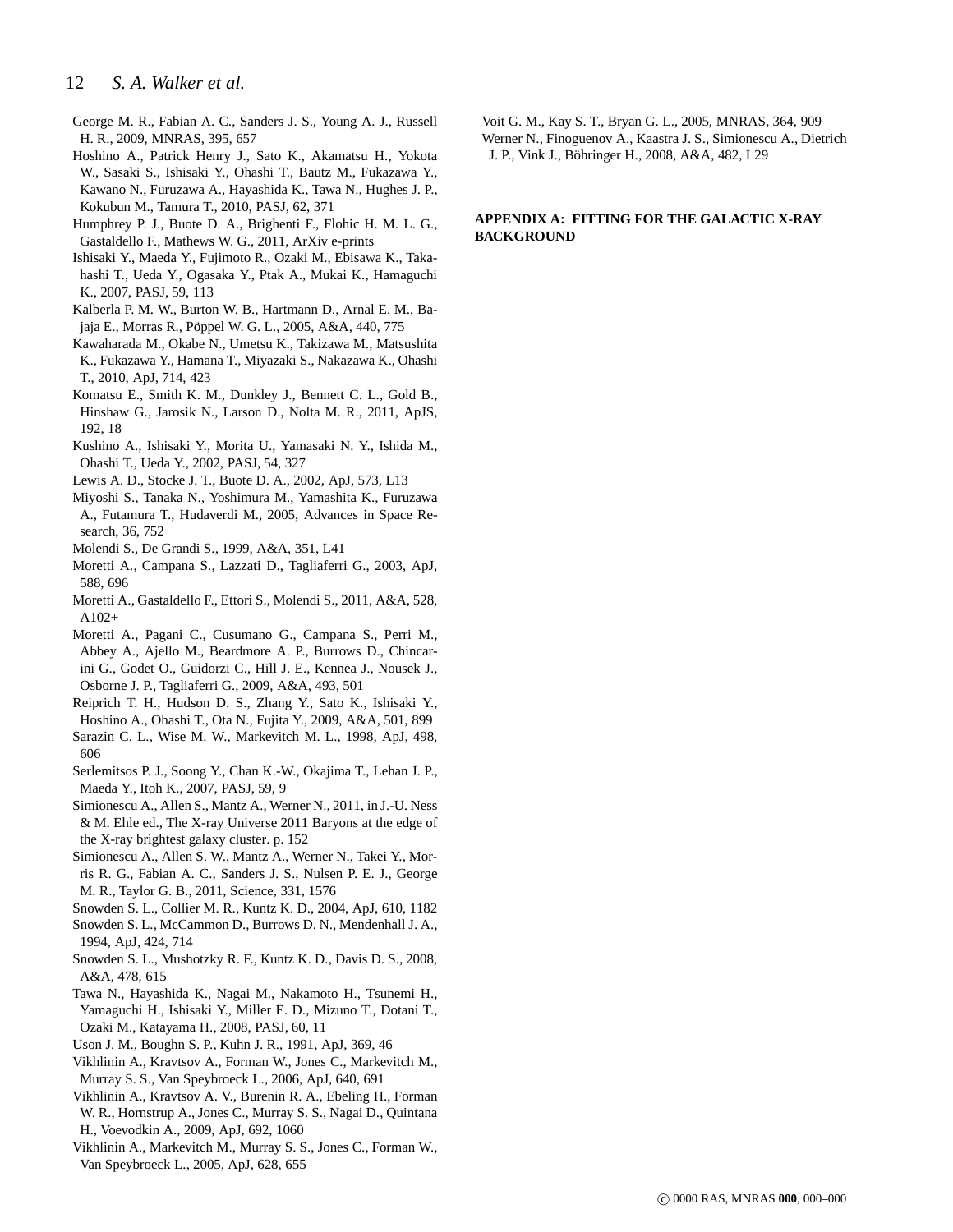George M. R., Fabian A. C., Sanders J. S., Young A. J., Russell H. R., 2009, MNRAS, 395, 657

Hoshino A., Patrick Henry J., Sato K., Akamatsu H., Yokota W., Sasaki S., Ishisaki Y., Ohashi T., Bautz M., Fukazawa Y., Kawano N., Furuzawa A., Hayashida K., Tawa N., Hughes J. P., Kokubun M., Tamura T., 2010, PASJ, 62, 371

Humphrey P. J., Buote D. A., Brighenti F., Flohic H. M. L. G., Gastaldello F., Mathews W. G., 2011, ArXiv e-prints

Ishisaki Y., Maeda Y., Fujimoto R., Ozaki M., Ebisawa K., Takahashi T., Ueda Y., Ogasaka Y., Ptak A., Mukai K., Hamaguchi K., 2007, PASJ, 59, 113

Kalberla P. M. W., Burton W. B., Hartmann D., Arnal E. M., Bajaja E., Morras R., Pöppel W. G. L., 2005, A&A, 440, 775

Kawaharada M., Okabe N., Umetsu K., Takizawa M., Matsushita K., Fukazawa Y., Hamana T., Miyazaki S., Nakazawa K., Ohashi T., 2010, ApJ, 714, 423

Komatsu E., Smith K. M., Dunkley J., Bennett C. L., Gold B., Hinshaw G., Jarosik N., Larson D., Nolta M. R., 2011, ApJS, 192, 18

Kushino A., Ishisaki Y., Morita U., Yamasaki N. Y., Ishida M., Ohashi T., Ueda Y., 2002, PASJ, 54, 327

Lewis A. D., Stocke J. T., Buote D. A., 2002, ApJ, 573, L13

Miyoshi S., Tanaka N., Yoshimura M., Yamashita K., Furuzawa A., Futamura T., Hudaverdi M., 2005, Advances in Space Research, 36, 752

Molendi S., De Grandi S., 1999, A&A, 351, L41

Moretti A., Campana S., Lazzati D., Tagliaferri G., 2003, ApJ, 588, 696

Moretti A., Gastaldello F., Ettori S., Molendi S., 2011, A&A, 528, A102+

Moretti A., Pagani C., Cusumano G., Campana S., Perri M., Abbey A., Ajello M., Beardmore A. P., Burrows D., Chincarini G., Godet O., Guidorzi C., Hill J. E., Kennea J., Nousek J., Osborne J. P., Tagliaferri G., 2009, A&A, 493, 501

Reiprich T. H., Hudson D. S., Zhang Y., Sato K., Ishisaki Y., Hoshino A., Ohashi T., Ota N., Fujita Y., 2009, A&A, 501, 899

Sarazin C. L., Wise M. W., Markevitch M. L., 1998, ApJ, 498, 606

Serlemitsos P. J., Soong Y., Chan K.-W., Okajima T., Lehan J. P., Maeda Y., Itoh K., 2007, PASJ, 59, 9

Simionescu A., Allen S., Mantz A., Werner N., 2011, in J.-U. Ness & M. Ehle ed., The X-ray Universe 2011 Baryons at the edge of the X-ray brightest galaxy cluster. p. 152

Simionescu A., Allen S. W., Mantz A., Werner N., Takei Y., Morris R. G., Fabian A. C., Sanders J. S., Nulsen P. E. J., George M. R., Taylor G. B., 2011, Science, 331, 1576

Snowden S. L., Collier M. R., Kuntz K. D., 2004, ApJ, 610, 1182

Snowden S. L., McCammon D., Burrows D. N., Mendenhall J. A., 1994, ApJ, 424, 714

Snowden S. L., Mushotzky R. F., Kuntz K. D., Davis D. S., 2008, A&A, 478, 615

Tawa N., Hayashida K., Nagai M., Nakamoto H., Tsunemi H., Yamaguchi H., Ishisaki Y., Miller E. D., Mizuno T., Dotani T., Ozaki M., Katayama H., 2008, PASJ, 60, 11

Uson J. M., Boughn S. P., Kuhn J. R., 1991, ApJ, 369, 46

Vikhlinin A., Kravtsov A., Forman W., Jones C., Markevitch M., Murray S. S., Van Speybroeck L., 2006, ApJ, 640, 691

Vikhlinin A., Kravtsov A. V., Burenin R. A., Ebeling H., Forman W. R., Hornstrup A., Jones C., Murray S. S., Nagai D., Quintana H., Voevodkin A., 2009, ApJ, 692, 1060

Vikhlinin A., Markevitch M., Murray S. S., Jones C., Forman W., Van Speybroeck L., 2005, ApJ, 628, 655

Voit G. M., Kay S. T., Bryan G. L., 2005, MNRAS, 364, 909

Werner N., Finoguenov A., Kaastra J. S., Simionescu A., Dietrich J. P., Vink J., Böhringer H., 2008, A&A, 482, L29

## APPENDIX A: FITTING FOR THE GALACTIC X-RAY BACKGROUND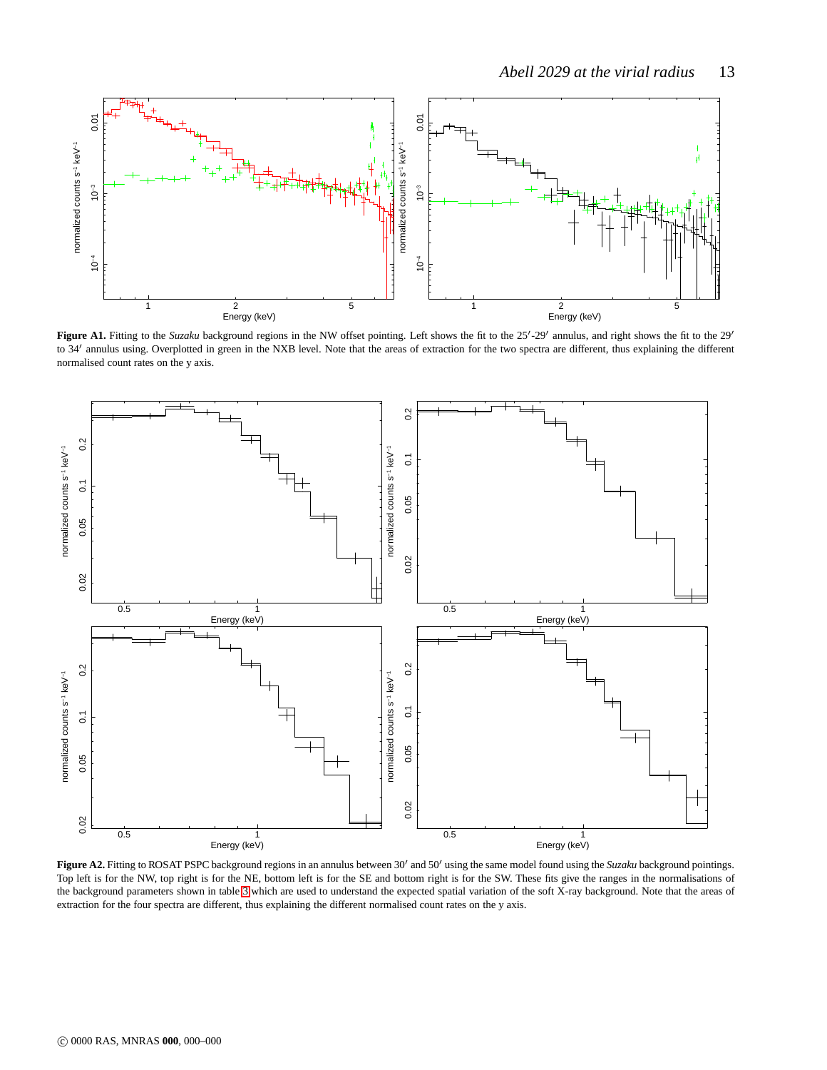**Figure A1.** Fitting to the *Suzaku* background regions in the NW offset pointing. Left shows the fit to the 25′-29′ annulus, and right shows the fit to the 29′ to 34′ annulus using. Overplotted in green in the NXB level. Note that the areas of extraction for the two spectra are different, thus explaining the different normalised count rates on the y axis.

**Figure A2.** Fitting to ROSAT PSPC background regions in an annulus between 30′ and 50′ using the same model found using the *Suzaku* background pointings. Top left is for the NW, top right is for the NE, bottom left is for the SE and bottom right is for the SW. These fits give the ranges in the normalisations of the background parameters shown in table 3 which are used to understand the expected spatial variation of the soft X-ray background. Note that the areas of extraction for the four spectra are different, thus explaining the different normalised count rates on the y axis.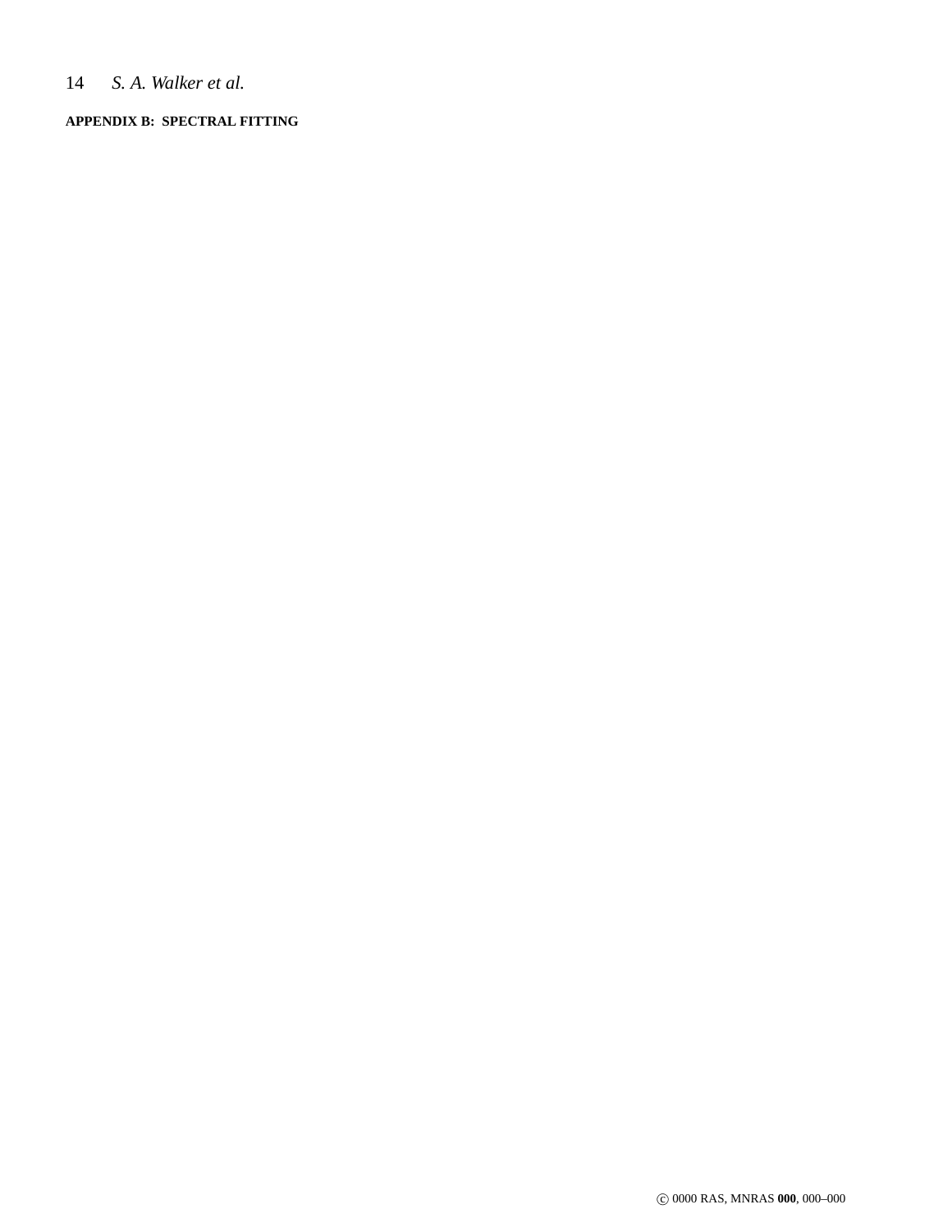# APPENDIX B: SPECTRAL FITTING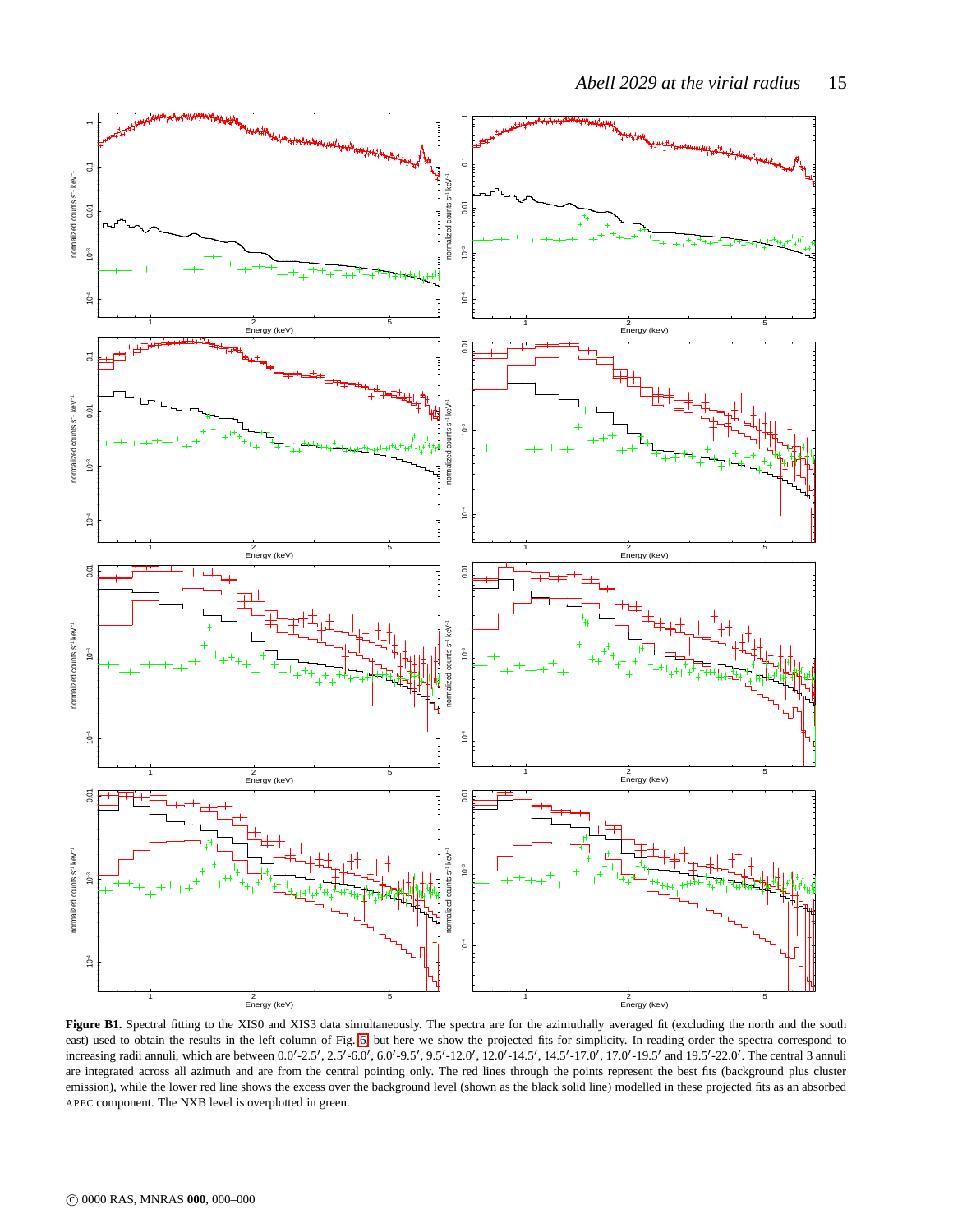normalized counts s$^{-1}$ keV$^{-1}$

Energy (keV)

**Figure B1.** Spectral fitting to the XIS0 and XIS3 data simultaneously. The spectra are for the azimuthally averaged fit (excluding the north and the south east) used to obtain the results in the left column of Fig. 6 but here we show the projected fits for simplicity. In reading order the spectra correspond to increasing radii annuli, which are between 0.0′-2.5′, 2.5′-6.0′, 6.0′-9.5′, 9.5′-12.0′, 12.0′-14.5′, 14.5′-17.0′, 17.0′-19.5′ and 19.5′-22.0′. The central 3 annuli are integrated across all azimuth and are from the central pointing only. The red lines through the points represent the best fits (background plus cluster emission), while the lower red line shows the excess over the background level (shown as the black solid line) modelled in these projected fits as an absorbed APEC component. The NXB level is overplotted in green.